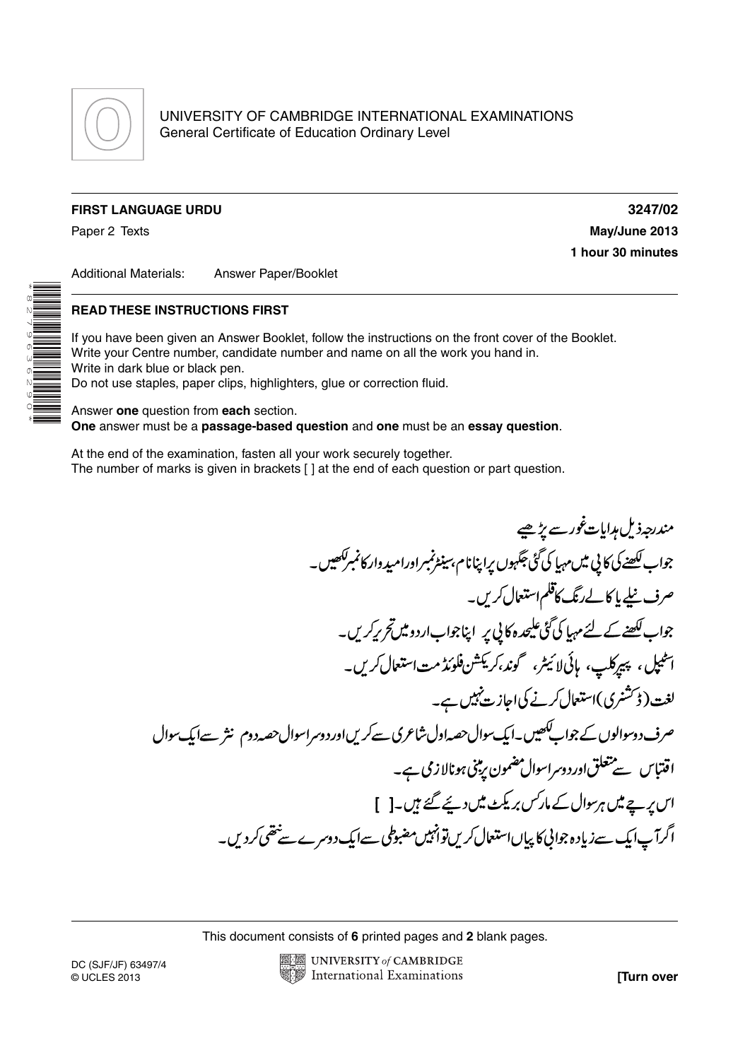UNIVERSITY OF CAMBRIDGE INTERNATIONAL EXAMINATIONS
General Certificate of Education Ordinary Level

**FIRST LANGUAGE URDU** **3247/02**

Paper 2 Texts **May/June 2013**

**1 hour 30 minutes**

Additional Materials: Answer Paper/Booklet

## READ THESE INSTRUCTIONS FIRST

If you have been given an Answer Booklet, follow the instructions on the front cover of the Booklet.
Write your Centre number, candidate number and name on all the work you hand in.
Write in dark blue or black pen.
Do not use staples, paper clips, highlighters, glue or correction fluid.

Answer **one** question from **each** section.
**One** answer must be a **passage-based question** and **one** must be an **essay question**.

At the end of the examination, fasten all your work securely together.
The number of marks is given in brackets [ ] at the end of each question or part question.

مندرجہ ذیل ہدایات غور سے پڑھیے

جواب لکھنے کی کاپی میں مہیا کی گئی جگہوں پر اپنا نام، سینٹر نمبر اور امیدوار کا نمبر لکھیں۔

صرف نیلے یا کالے رنگ کا قلم استعمال کریں۔

جواب لکھنے کے لئے مہیا کی گئی علیحدہ کاپی پر اپنا جواب اردو میں تحریر کریں۔

اسٹیپل، پیپر کلپ، ہائی لائیٹر، گوند، کریکشن فلوئڈ مت استعمال کریں۔

لغت (ڈکشنری) استعمال کرنے کی اجازت نہیں ہے۔

صرف دو سوالوں کے جواب لکھیں۔ ایک سوال حصہ اول شاعری سے کریں اور دوسرا سوال حصہ دوم نثر سے ایک سوال اقتباس سے متعلق اور دوسرا سوال مضمون پر مبنی ہونا لازمی ہے۔

اس پرچے میں ہر سوال کے مارکس بریکٹ میں دیئے گئے ہیں۔[ ]

اگر آپ ایک سے زیادہ جوابی کاپیاں استعمال کریں تو انہیں مضبوطی سے ایک دوسرے سے نتھی کر دیں۔

This document consists of **6** printed pages and **2** blank pages.

DC (SJF/JF) 63497/4
© UCLES 2013

**[Turn over**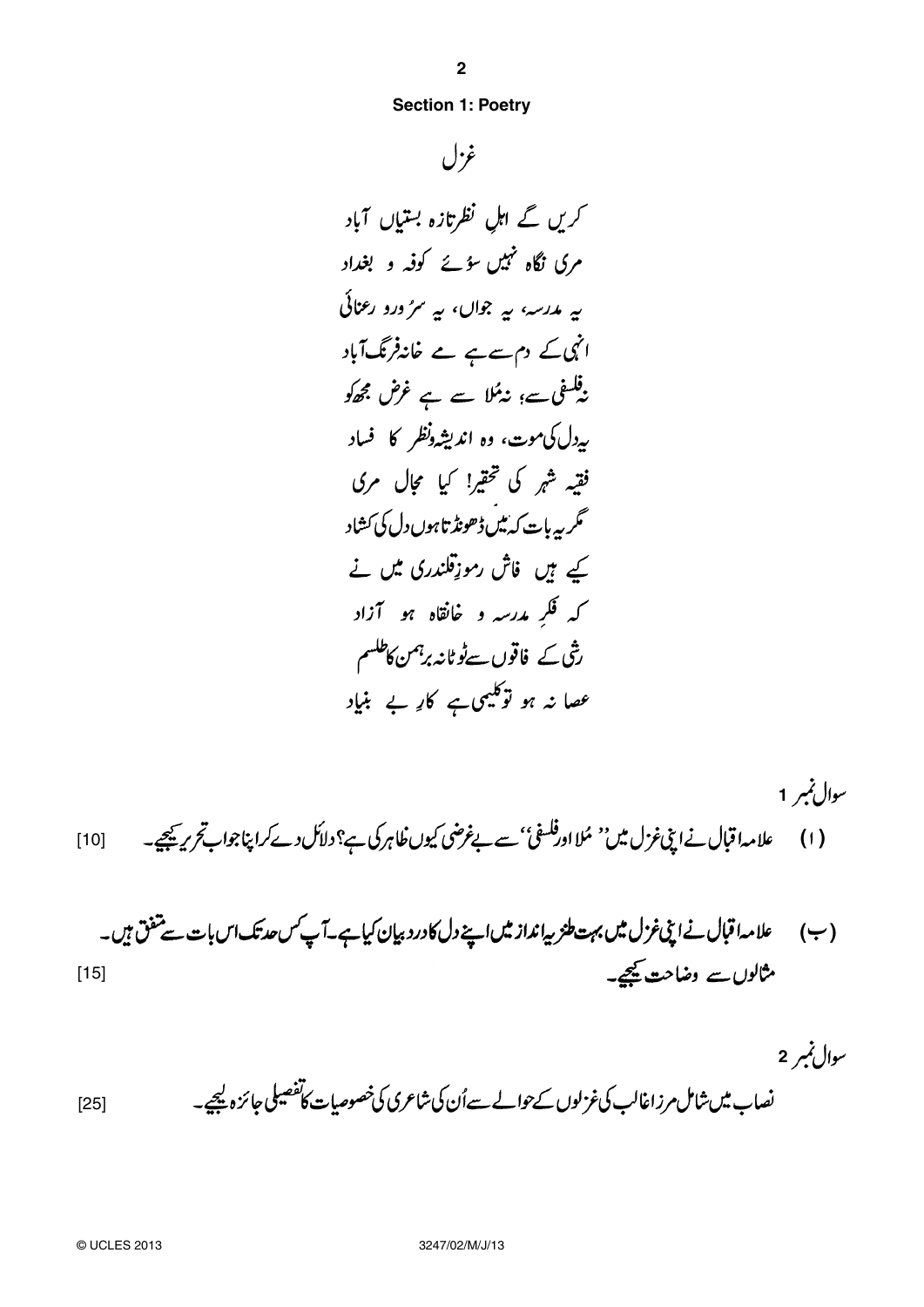## Section 1: Poetry

### غزل

کریں گے اہلِ نظر تازہ بستیاں آباد
مری نگاہ نہیں سوئے کوفہ و بغداد

یہ مدرسہ، یہ جواں، یہ سرُور و رعنائی
انہی کے دم سے ہے مے خانہ فرنگ آباد

نہ فلسفی سے، نہ مُلا سے ہے غرض مجھ کو
یہ دل کی موت، وہ اندیشہ و نظر کا فساد

فقیہِ شہر کی تحقیر! کیا مجال مری
مگر یہ بات کہ میں ڈھونڈتا ہوں دل کی کشاد

کیے ہیں فاش رموزِ قلندری میں نے
کہ فکرِ مدرسہ و خانقاہ ہو آزاد

رشی کے فاقوں سے ٹوٹا نہ برہمن کا طلسم
عصا نہ ہو تو کلیمی ہے کارِ بے بنیاد

سوال نمبر 1

(ا) علامہ اقبال نے اپنی غزل میں ''مُلا اور فلسفی'' سے بےغرضی کیوں ظاہر کی ہے؟ دلائل دے کر اپنا جواب تحریر کیجیے۔ [10]

(ب) علامہ اقبال نے اپنی غزل میں بہت طنزیہ انداز میں اپنے دل کا درد بیان کیا ہے۔ آپ کس حد تک اس بات سے متفق ہیں۔ مثالوں سے وضاحت کیجیے۔ [15]

سوال نمبر 2

نصاب میں شامل مرزا غالب کی غزلوں کے حوالے سے اُن کی شاعری کی خصوصیات کا تفصیلی جائزہ لیجیے۔ [25]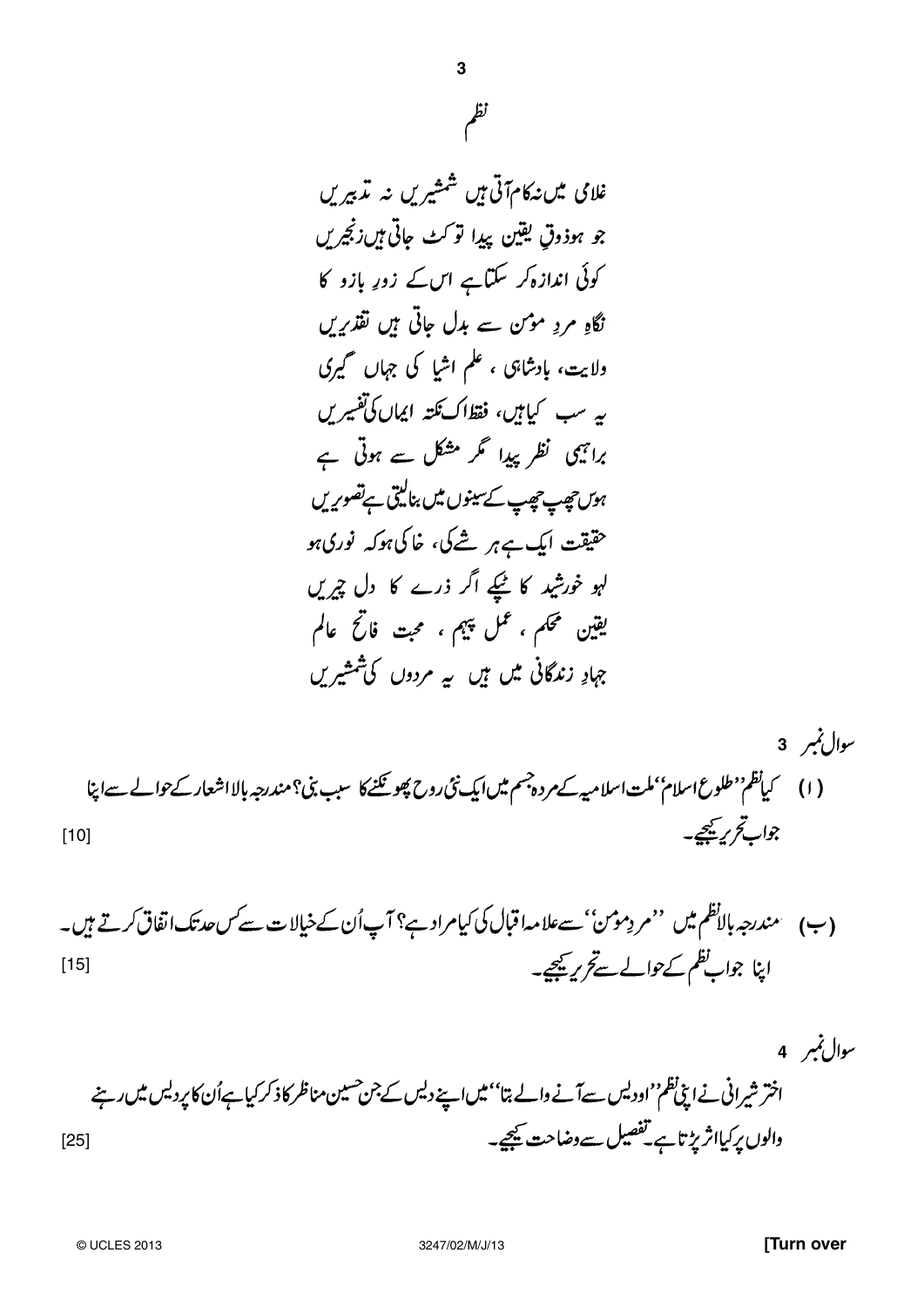# نظم

غلامی میں نہ کام آتی ہیں شمشیریں نہ تدبیریں
جو ہو ذوقِ یقیں پیدا تو کٹ جاتی ہیں زنجیریں
کوئی اندازہ کر سکتا ہے اس کے زورِ بازو کا
نگاہِ مردِ مومن سے بدل جاتی ہیں تقدیریں
ولایت، بادشاہی ، علم اشیا کی جہاں گیری
یہ سب کیا ہیں، فقط اک نکتۂ ایماں کی تفسیریں
براہیمی نظر پیدا مگر مشکل سے ہوتی ہے
ہوس چھپ چھپ کے سینوں میں بنا لیتی ہے تصویریں
حقیقت ایک ہے ہر شے کی، خاکی ہو کہ نوری ہو
لہو خورشید کا ٹپکے اگر ذرے کا دل چیریں
یقیں محکم ، عمل پیہم ، محبت فاتح عالم
جہادِ زندگانی میں ہیں یہ مردوں کی شمشیریں

سوال نمبر 3

(ا) کیا نظم ''طلوعِ اسلام'' ملت اسلامیہ کے مردہ جسم میں ایک نئی روح پھونکنے کا سبب بنی؟ مندرجہ بالا اشعار کے حوالے سے اپنا جواب تحریر کیجیے۔ [10]

(ب) مندرجہ بالا نظم میں ''مردِ مومن'' سے علامہ اقبال کی کیا مراد ہے؟ آپ اُن کے خیالات سے کس حد تک اتفاق کرتے ہیں۔ اپنا جواب نظم کے حوالے سے تحریر کیجیے۔ [15]

سوال نمبر 4

اختر شیرانی نے اپنی نظم ''او دیس سے آنے والے بتا'' میں اپنے دیس کے جن حسین مناظر کا ذکر کیا ہے اُن کا پردیس میں رہنے والوں پر کیا اثر پڑتا ہے۔ تفصیل سے وضاحت کیجیے۔ [25]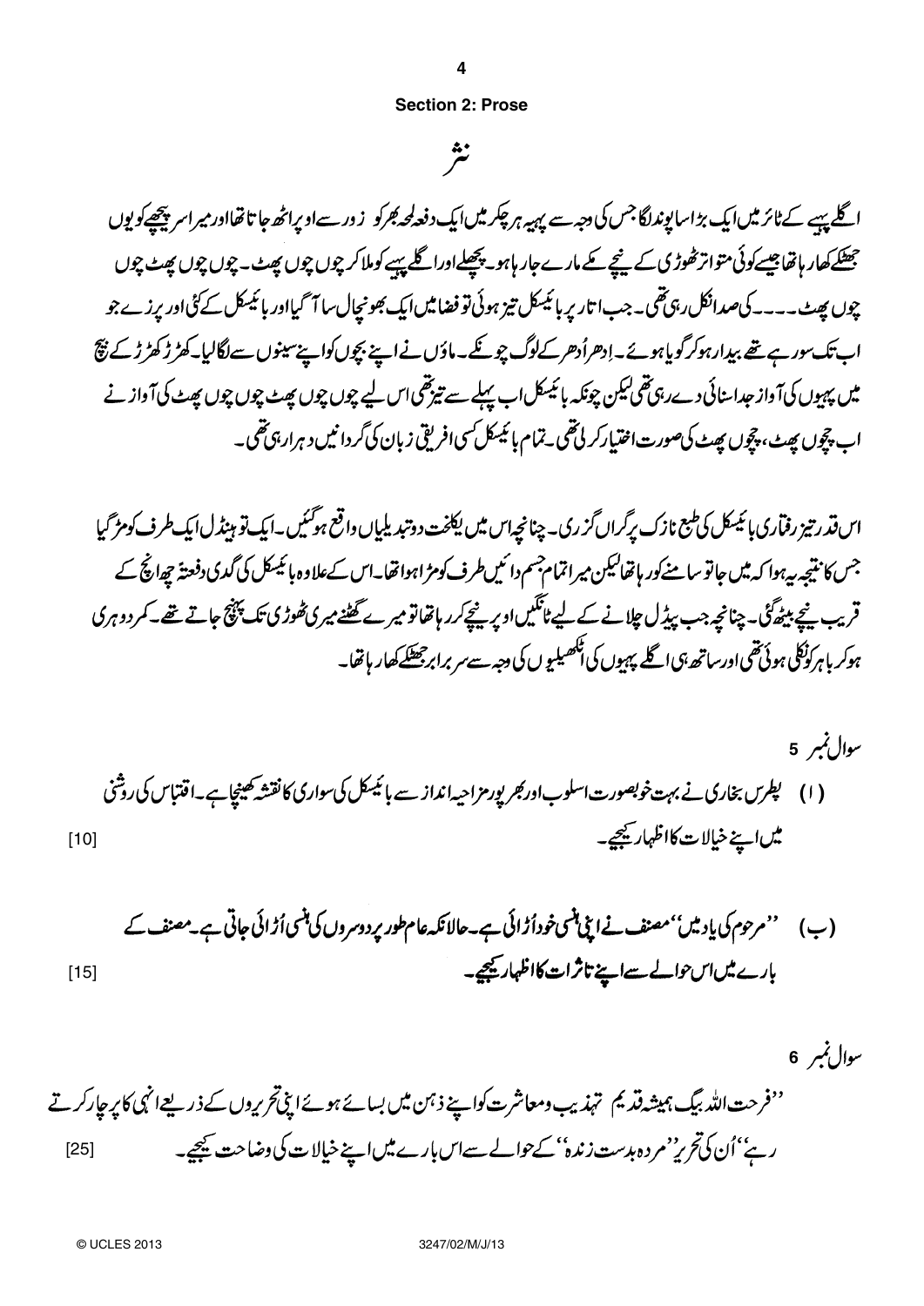## Section 2: Prose

# نثر

اگلے پہیے کے ٹائر میں ایک بڑا سا پوندلگا جس کی وجہ سے پہیہ ہر چکر میں ایک دفعہ لحہ بھر کو زور سے اوپر اٹھ جاتا تھا اور میرا سر پیچھے کو یوں جھٹکے کھا رہا تھا جیسے کوئی متواتر ٹھوڑی کے نیچے مکے مارے جا رہا ہو۔ پچھلے اور اگلے پہیے کو ملا کر چوں چوں پھٹ۔ چوں چوں پھٹ چوں چوں پھٹ۔۔۔۔ کی صدا نکل رہی تھی۔ جب اتار پر بائیسکل تیز ہوئی تو فضا میں ایک بھونچال سا آ گیا اور بائیسکل کے کئی اور پرزے جو اب تک سو رہے تھے بیدار ہو کر گویا ہوئے۔ ادھر اُدھر کے لوگ چونکے۔ ماؤں نے اپنے بچوں کو اپنے سینوں سے لگا لیا۔ کھڑ کھڑ کے بیچ میں پہیوں کی آواز جدا سنائی دے رہی تھی لیکن چونکہ بائیسکل اب پہلے سے تیز تھی اس لیے چوں چوں پھٹ چوں چوں پھٹ کی آواز نے اب چچوں پھٹ، چچوں پھٹ کی صورت اختیار کر لی تھی۔ تمام بائیسکل کسی افریقی زبان کی گردانیں دہرا رہی تھی۔

اس قدر تیز رفتاری بائیسکل کی طبع نازک پر گراں گزری۔ چنانچہ اس میں یکلخت دو تبدیلیاں واقع ہو گئیں۔ ایک تو ہینڈل ایک طرف کو مڑ گیا جس کا نتیجہ یہ ہوا کہ میں جا تو سامنے کو رہا تھا لیکن میرا تمام جسم دائیں طرف کو مڑا ہوا تھا۔ اس کے علاوہ بائیسکل کی گدی دفعتہً چھ انچ کے قریب نیچے بیٹھ گئی۔ چنانچہ جب پیڈل چلانے کے لیے ٹانگیں اوپر نیچے کر رہا تھا تو میرے گھٹنے میری ٹھوڑی تک پہنچ جاتے تھے۔ کمر دوہری ہو کر باہر کو نکلی ہوئی تھی اور ساتھ ہی اگلے پہیوں کی اٹکھیلیوں کی وجہ سے سر برابر جھٹکے کھا رہا تھا۔

**سوال نمبر 5**

(ا) پطرس بخاری نے بہت خوبصورت اسلوب اور بھرپور مزاحیہ انداز سے بائیسکل کی سواری کا نقشہ کھینچا ہے۔ اقتباس کی روشنی میں اپنے خیالات کا اظہار کیجیے۔ [10]

(ب) ''مرحوم کی یاد میں'' مصنف نے اپنی ہنسی خود اُڑائی ہے۔ حالانکہ عام طور پر دوسروں کی ہنسی اُڑائی جاتی ہے۔ مصنف کے بارے میں اس حوالے سے اپنے تاثرات کا اظہار کیجیے۔ [15]

**سوال نمبر 6**

''فرحت اللہ بیگ ہمیشہ قدیم تہذیب و معاشرت کو اپنے ذہن میں بسائے ہوئے اپنی تحریروں کے ذریعے انہی کا پرچار کرتے رہے'' اُن کی تحریر ''مردہ بدست زندہ'' کے حوالے سے اس بارے میں اپنے خیالات کی وضاحت کیجیے۔ [25]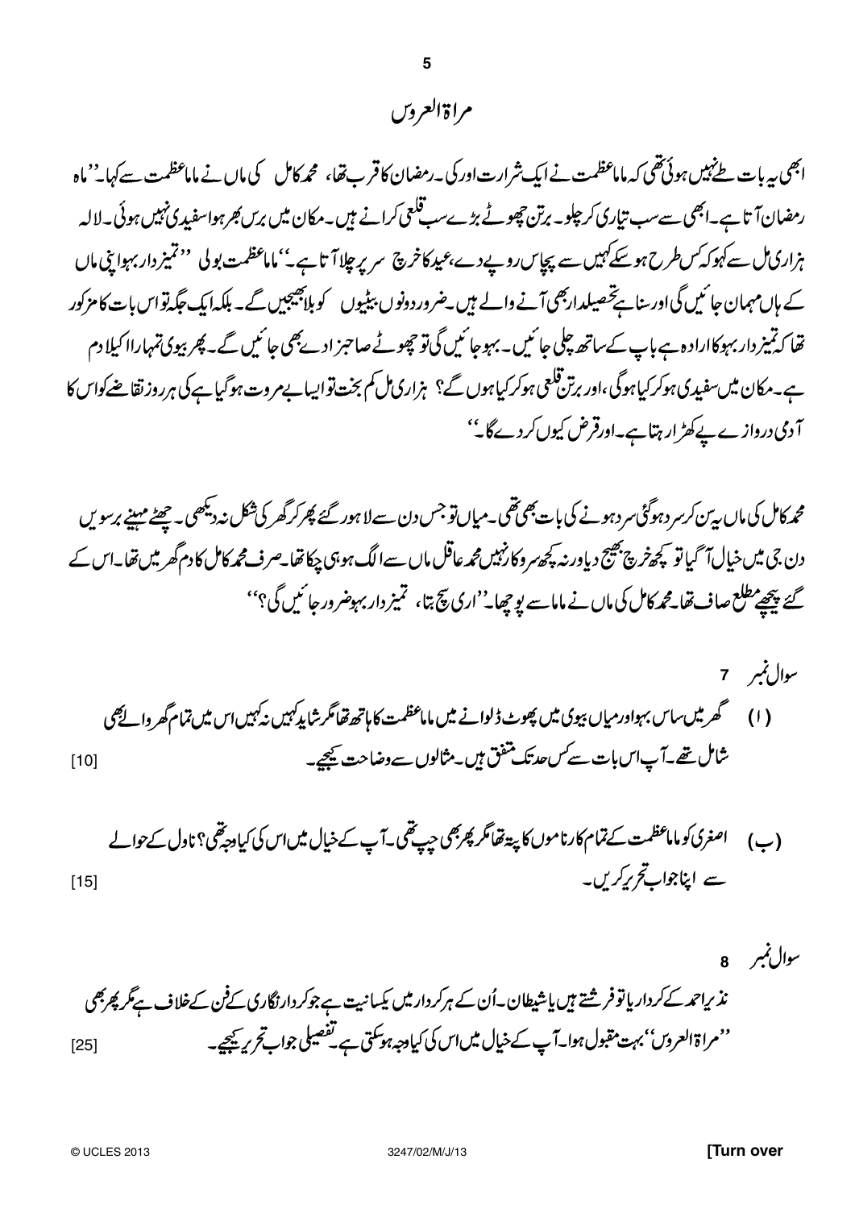# مراۃالعروس

ابھی یہ بات طے نہیں ہوئی تھی کہ ماماعظمت نے ایک شرارت اور کی۔ رمضان کا قرب تھا، محمد کامل کی ماں نے ماماعظمت سے کہا۔ ''ماہ رمضان آتا ہے۔ ابھی سے سب تیاری کر چلو۔ برتن چھوٹے بڑے سب قلعی کرانے ہیں۔ مکان میں برس بھر ہوا سفیدی نہیں ہوئی۔ لالہ ہزاری مل سے کہو کہ کس طرح ہو سکے کہیں سے پچاس روپے دے، عید کا خرچ سر پر چلا آتا ہے۔'' ماماعظمت بولی ''تمیزدار بہو اپنی ماں کے ہاں مہمان جائیں گی اور سنا ہے تحصیلدار بھی آنے والے ہیں۔ ضرور دونوں بیٹیوں کو بلا بھیجیں گے۔ بلکہ ایک جگہ تو اس بات کا مذکور تھا کہ تمیزدار بہو کا ارادہ ہے باپ کے ساتھ چلی جائیں۔ بہو جائیں گی تو چھوٹے صاحبزادے بھی جائیں گے۔ پھر بیوی تمہارا اکیلا دم ہے۔ مکان میں سفیدی ہو کر کیا ہوگی، اور برتن قلعی ہو کر کیا ہوں گے؟ ہزاری مل کم بخت تو ایسا بے مروت ہو گیا ہے کی ہر روز تقاضے کو اس کا آدمی دروازے پہ کھڑا رہتا ہے۔ اور قرض کیوں کر دے گا۔''

محمد کامل کی ماں یہ سن کر سر دھو گئی سر دھونے کی بات بھی تھی۔ میاں تو جس دن سے لاہور گئے پھر کر گھر کی شکل نہ دیکھی۔ چھٹے مہینے برسویں دن جی میں خیال آ گیا تو کچھ خرچ بھیج دیا ورنہ کچھ سروکار نہیں محمد عاقل ماں سے الگ ہو ہی چکا تھا۔ صرف محمد کامل کا دم گھر میں تھا۔ اس کے گئے پیچھے مطلع صاف تھا۔ محمد کامل کی ماں نے ماما سے پوچھا۔ ''اری سچ بتا، تمیزدار بہو ضرور جائیں گی؟''

سوال نمبر 7

(ا) گھر میں ساس بہو اور میاں بیوی میں پھوٹ ڈلوانے میں ماماعظمت کا ہاتھ تھا مگر شاید کہیں نہ کہیں اس میں تمام گھر والے بھی شامل تھے۔ آپ اس بات سے کس حد تک متفق ہیں۔ مثالوں سے وضاحت کیجیے۔ [10]

(ب) اصغری کو ماماعظمت کے تمام کارناموں کا پتہ تھا مگر پھر بھی چپ تھی۔ آپ کے خیال میں اس کی کیا وجہ تھی؟ ناول کے حوالے سے اپنا جواب تحریر کریں۔ [15]

سوال نمبر 8

نذیر احمد کے کردار یا تو فرشتے ہیں یا شیطان۔ اُن کے ہر کردار میں یکسانیت ہے جو کردار نگاری کے فن کے خلاف ہے مگر پھر بھی ''مراۃالعروس'' بہت مقبول ہوا۔ آپ کے خیال میں اس کی کیا وجہ ہو سکتی ہے۔ تفصیلی جواب تحریر کیجیے۔ [25]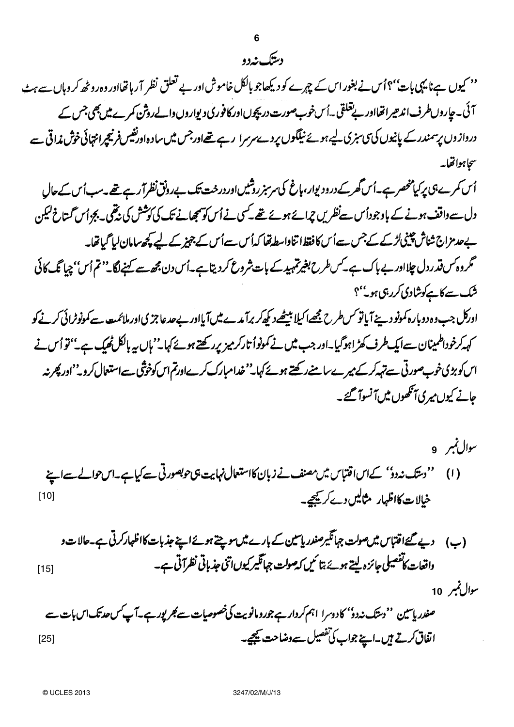# دستک نہ دو

''کیوں ہے نا یہی بات''؟ اُس نے بغور اس کے چہرے کو دیکھا جو بالکل خاموش اور بے تعلق نظر آ رہا تھا اور وہ روٹھ کر وہاں سے ہٹ آئی۔ چاروں طرف اندھیرا تھا اور بے تعلقی۔ اُس خوب صورت دریچوں اور کافوری دیواروں والے روشن کمرے میں بھی جس کے دروازوں پر سمندر کے پانیوں کی سی سبزی لیے ہوئے نیلگوں پردے سرسرا رہے تھے اور جس میں سادہ اور نفیس فرنیچر انتہائی خوش مذاقی سے سجا ہوا تھا۔

اُس کمرے ہی پر کیا منحصر ہے۔ اُس گھر کے در و دیوار، باغ کی سرسبز روشیں اور درخت تک بے رونق نظر آ رہے تھے۔ سب اُس کے حالِ دل سے واقف ہونے کے باوجود اُس سے نظریں چرائے ہوئے تھے۔ کسی نے اُس کو سمجھانے تک کی کوشش کی نہ تھی۔ بجز اُس گستاخ لیکن بے حد مزاج شناس چینی لڑکے کے جس سے اُس کا فقط اتنا واسطہ تھا کہ اُس سے اُس کے جہیز کے لیے کچھ سامان لیا گیا تھا۔

مگر وہ کس قدر دل چلا اور بے باک ہے۔ کس طرح بغیر تمہید کے بات شروع کر دیتا ہے۔ اُس دن مجھ سے کہنے لگا۔ ''تم اُس'' چیا نگ کائی شک سے کاہے کو شادی کر رہی ہو''؟

اور کل جب وہ دوبارہ کمونو دینے آیا تو کس طرح مجھے اکیلا بیٹھے دیکھ کر برآمدے میں آیا اور بے حد عاجزی اور ملائمت سے کمونو ٹرائی کرنے کو کہہ کر خود اطمینان سے ایک طرف کھڑا ہو گیا۔ اور جب میں نے کمونو اُتار کر میز پر رکھتے ہوئے کہا۔ ''ہاں یہ بالکل ٹھیک ہے۔'' تو اُس نے اس کو بڑی خوب صورتی سے تہہ کر کے میرے سامنے رکھتے ہوئے کہا۔ ''خدا مبارک کرے اور تم اس کو خوشی سے استعمال کرو۔'' اور پھر نہ جانے کیوں میری آنکھوں میں آنسو آ گئے۔

سوال نمبر 9

(ا) ''دستک نہ دو'' کے اس اقتباس میں مصنف نے زبان کا استعمال نہایت ہی خوبصورتی سے کیا ہے۔ اس حوالے سے اپنے خیالات کا اظہار مثالیں دے کر کیجیے۔ [10]

(ب) دیے گئے اقتباس میں صولت جہانگیر صفدر یاسین کے بارے میں سوچتے ہوئے اپنے جذبات کا اظہار کرتی ہے۔ حالات و واقعات کا تفصیلی جائزہ لیتے ہوئے بتائیں کہ صولت جہانگیر کیوں اتنی جذباتی نظر آتی ہے۔ [15]

سوال نمبر 10

صفدر یاسین ''دستک نہ دو'' کا دوسرا اہم کردار ہے جو رومانویت کی خصوصیات سے بھرپور ہے۔ آپ کس حد تک اس بات سے اتفاق کرتے ہیں۔ اپنے جواب کی تفصیل سے وضاحت کیجیے۔ [25]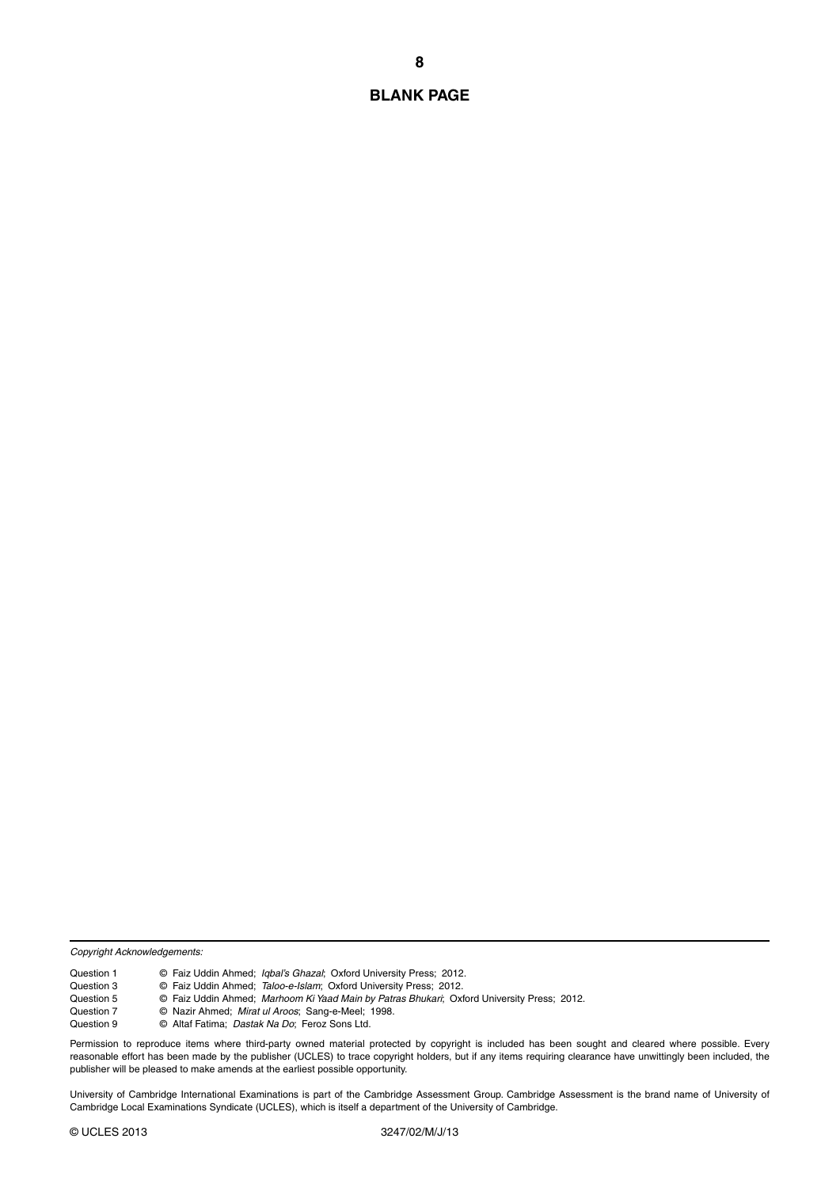**BLANK PAGE**

*Copyright Acknowledgements:*

| | |
|---|---|
| Question 1 | © Faiz Uddin Ahmed; *Iqbal's Ghazal*; Oxford University Press; 2012. |
| Question 3 | © Faiz Uddin Ahmed; *Taloo-e-Islam*; Oxford University Press; 2012. |
| Question 5 | © Faiz Uddin Ahmed; *Marhoom Ki Yaad Main by Patras Bhukari*; Oxford University Press; 2012. |
| Question 7 | © Nazir Ahmed; *Mirat ul Aroos*; Sang-e-Meel; 1998. |
| Question 9 | © Altaf Fatima; *Dastak Na Do*; Feroz Sons Ltd. |

Permission to reproduce items where third-party owned material protected by copyright is included has been sought and cleared where possible. Every reasonable effort has been made by the publisher (UCLES) to trace copyright holders, but if any items requiring clearance have unwittingly been included, the publisher will be pleased to make amends at the earliest possible opportunity.

University of Cambridge International Examinations is part of the Cambridge Assessment Group. Cambridge Assessment is the brand name of University of Cambridge Local Examinations Syndicate (UCLES), which is itself a department of the University of Cambridge.

© UCLES 2013 3247/02/M/J/13